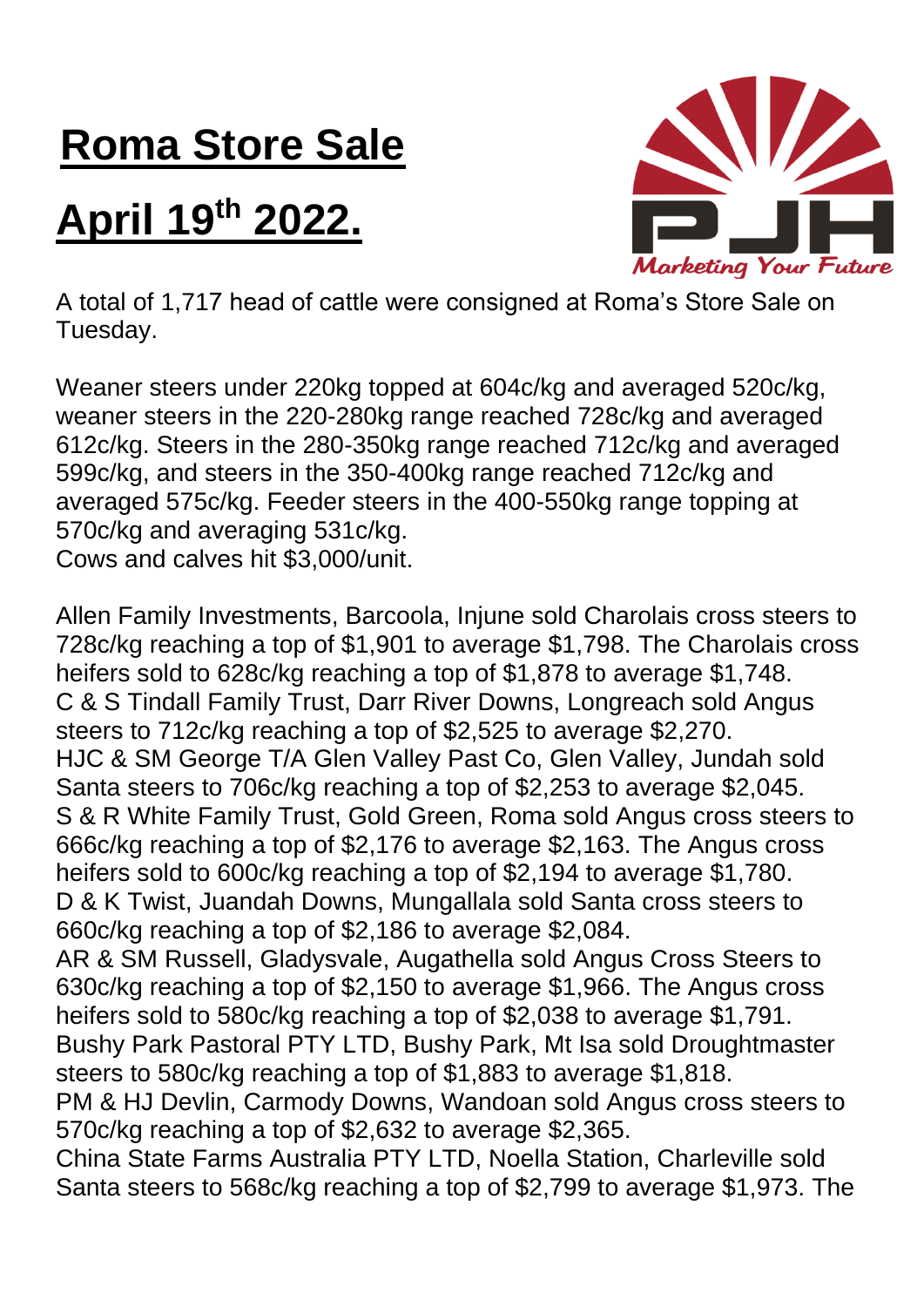# Roma Store Sale

# April 19th 2022.

A total of 1,717 head of cattle were consigned at Roma's Store Sale on Tuesday.

Weaner steers under 220kg topped at 604c/kg and averaged 520c/kg, weaner steers in the 220-280kg range reached 728c/kg and averaged 612c/kg. Steers in the 280-350kg range reached 712c/kg and averaged 599c/kg, and steers in the 350-400kg range reached 712c/kg and averaged 575c/kg. Feeder steers in the 400-550kg range topping at 570c/kg and averaging 531c/kg.
Cows and calves hit $3,000/unit.

Allen Family Investments, Barcoola, Injune sold Charolais cross steers to 728c/kg reaching a top of $1,901 to average $1,798. The Charolais cross heifers sold to 628c/kg reaching a top of $1,878 to average $1,748.
C & S Tindall Family Trust, Darr River Downs, Longreach sold Angus steers to 712c/kg reaching a top of $2,525 to average $2,270.
HJC & SM George T/A Glen Valley Past Co, Glen Valley, Jundah sold Santa steers to 706c/kg reaching a top of $2,253 to average $2,045.
S & R White Family Trust, Gold Green, Roma sold Angus cross steers to 666c/kg reaching a top of $2,176 to average $2,163. The Angus cross heifers sold to 600c/kg reaching a top of $2,194 to average $1,780.
D & K Twist, Juandah Downs, Mungallala sold Santa cross steers to 660c/kg reaching a top of $2,186 to average $2,084.
AR & SM Russell, Gladysvale, Augathella sold Angus Cross Steers to 630c/kg reaching a top of $2,150 to average $1,966. The Angus cross heifers sold to 580c/kg reaching a top of $2,038 to average $1,791.
Bushy Park Pastoral PTY LTD, Bushy Park, Mt Isa sold Droughtmaster steers to 580c/kg reaching a top of $1,883 to average $1,818.
PM & HJ Devlin, Carmody Downs, Wandoan sold Angus cross steers to 570c/kg reaching a top of $2,632 to average $2,365.
China State Farms Australia PTY LTD, Noella Station, Charleville sold Santa steers to 568c/kg reaching a top of $2,799 to average $1,973. The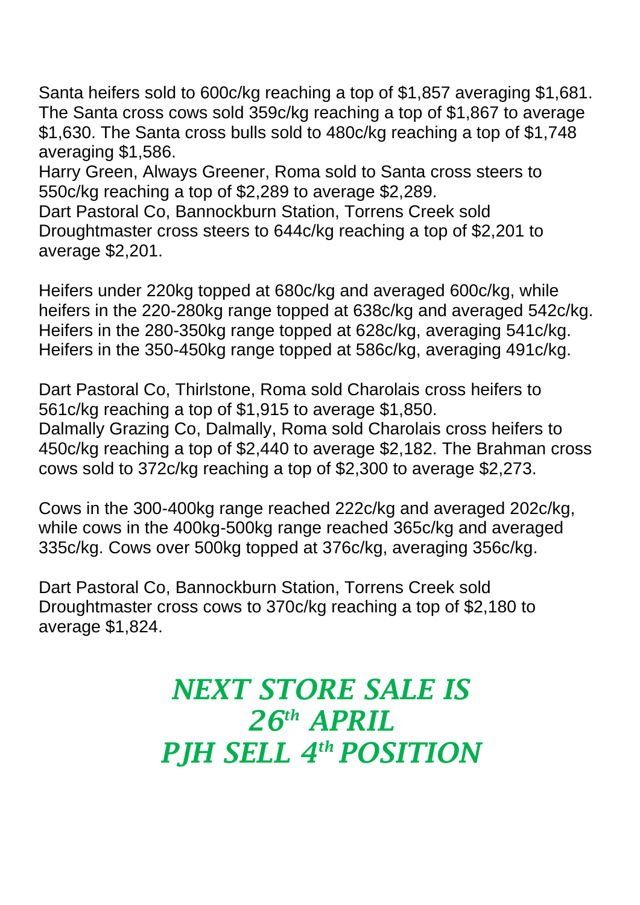Santa heifers sold to 600c/kg reaching a top of $1,857 averaging $1,681. The Santa cross cows sold 359c/kg reaching a top of $1,867 to average $1,630. The Santa cross bulls sold to 480c/kg reaching a top of $1,748 averaging $1,586.
Harry Green, Always Greener, Roma sold to Santa cross steers to 550c/kg reaching a top of $2,289 to average $2,289.
Dart Pastoral Co, Bannockburn Station, Torrens Creek sold Droughtmaster cross steers to 644c/kg reaching a top of $2,201 to average $2,201.

Heifers under 220kg topped at 680c/kg and averaged 600c/kg, while heifers in the 220-280kg range topped at 638c/kg and averaged 542c/kg. Heifers in the 280-350kg range topped at 628c/kg, averaging 541c/kg. Heifers in the 350-450kg range topped at 586c/kg, averaging 491c/kg.

Dart Pastoral Co, Thirlstone, Roma sold Charolais cross heifers to 561c/kg reaching a top of $1,915 to average $1,850.
Dalmally Grazing Co, Dalmally, Roma sold Charolais cross heifers to 450c/kg reaching a top of $2,440 to average $2,182. The Brahman cross cows sold to 372c/kg reaching a top of $2,300 to average $2,273.

Cows in the 300-400kg range reached 222c/kg and averaged 202c/kg, while cows in the 400kg-500kg range reached 365c/kg and averaged 335c/kg. Cows over 500kg topped at 376c/kg, averaging 356c/kg.

Dart Pastoral Co, Bannockburn Station, Torrens Creek sold Droughtmaster cross cows to 370c/kg reaching a top of $2,180 to average $1,824.

***NEXT STORE SALE IS***
***26th APRIL***
***PJH SELL 4th POSITION***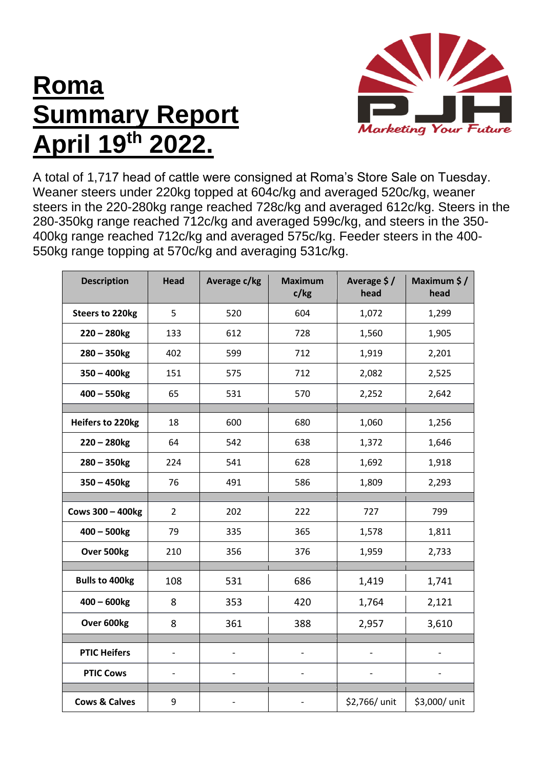# Roma Summary Report April 19th 2022.

PJH

*Marketing Your Future*

A total of 1,717 head of cattle were consigned at Roma's Store Sale on Tuesday. Weaner steers under 220kg topped at 604c/kg and averaged 520c/kg, weaner steers in the 220-280kg range reached 728c/kg and averaged 612c/kg. Steers in the 280-350kg range reached 712c/kg and averaged 599c/kg, and steers in the 350-400kg range reached 712c/kg and averaged 575c/kg. Feeder steers in the 400-550kg range topping at 570c/kg and averaging 531c/kg.

| Description | Head | Average c/kg | Maximum c/kg | Average $ / head | Maximum $ / head |
|---|---|---|---|---|---|
| **Steers to 220kg** | 5 | 520 | 604 | 1,072 | 1,299 |
| **220 – 280kg** | 133 | 612 | 728 | 1,560 | 1,905 |
| **280 – 350kg** | 402 | 599 | 712 | 1,919 | 2,201 |
| **350 – 400kg** | 151 | 575 | 712 | 2,082 | 2,525 |
| **400 – 550kg** | 65 | 531 | 570 | 2,252 | 2,642 |
| | | | | | |
| **Heifers to 220kg** | 18 | 600 | 680 | 1,060 | 1,256 |
| **220 – 280kg** | 64 | 542 | 638 | 1,372 | 1,646 |
| **280 – 350kg** | 224 | 541 | 628 | 1,692 | 1,918 |
| **350 – 450kg** | 76 | 491 | 586 | 1,809 | 2,293 |
| | | | | | |
| **Cows 300 – 400kg** | 2 | 202 | 222 | 727 | 799 |
| **400 – 500kg** | 79 | 335 | 365 | 1,578 | 1,811 |
| **Over 500kg** | 210 | 356 | 376 | 1,959 | 2,733 |
| | | | | | |
| **Bulls to 400kg** | 108 | 531 | 686 | 1,419 | 1,741 |
| **400 – 600kg** | 8 | 353 | 420 | 1,764 | 2,121 |
| **Over 600kg** | 8 | 361 | 388 | 2,957 | 3,610 |
| | | | | | |
| **PTIC Heifers** | - | - | - | - | - |
| **PTIC Cows** | - | - | - | - | - |
| | | | | | |
| **Cows & Calves** | 9 | - | - | $2,766/ unit | $3,000/ unit |